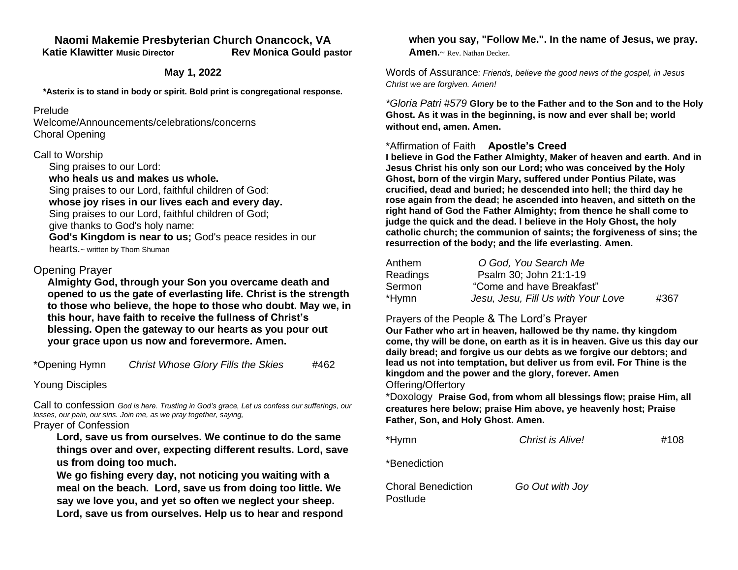# Naomi Makemie Presbyterian Church Onancock, VA

**Katie Klawitter Music Director** **Rev Monica Gould pastor**

**May 1, 2022**

**\*Asterix is to stand in body or spirit. Bold print is congregational response.**

Prelude
Welcome/Announcements/celebrations/concerns
Choral Opening

Call to Worship
Sing praises to our Lord:
**who heals us and makes us whole.**
Sing praises to our Lord, faithful children of God:
**whose joy rises in our lives each and every day.**
Sing praises to our Lord, faithful children of God;
give thanks to God's holy name:
**God's Kingdom is near to us;** God's peace resides in our hearts.~ written by Thom Shuman

Opening Prayer
**Almighty God, through your Son you overcame death and opened to us the gate of everlasting life. Christ is the strength to those who believe, the hope to those who doubt. May we, in this hour, have faith to receive the fullness of Christ's blessing. Open the gateway to our hearts as you pour out your grace upon us now and forevermore. Amen.**

\*Opening Hymn *Christ Whose Glory Fills the Skies* #462

Young Disciples

Call to confession *God is here. Trusting in God's grace, Let us confess our sufferings, our losses, our pain, our sins. Join me, as we pray together, saying,*
Prayer of Confession
**Lord, save us from ourselves. We continue to do the same things over and over, expecting different results. Lord, save us from doing too much.**
**We go fishing every day, not noticing you waiting with a meal on the beach. Lord, save us from doing too little. We say we love you, and yet so often we neglect your sheep. Lord, save us from ourselves. Help us to hear and respond when you say, "Follow Me.". In the name of Jesus, we pray. Amen.**~ Rev. Nathan Decker.

Words of Assurance*: Friends, believe the good news of the gospel, in Jesus Christ we are forgiven. Amen!*

*\*Gloria Patri #579* **Glory be to the Father and to the Son and to the Holy Ghost. As it was in the beginning, is now and ever shall be; world without end, amen. Amen.**

\*Affirmation of Faith **Apostle's Creed**
**I believe in God the Father Almighty, Maker of heaven and earth. And in Jesus Christ his only son our Lord; who was conceived by the Holy Ghost, born of the virgin Mary, suffered under Pontius Pilate, was crucified, dead and buried; he descended into hell; the third day he rose again from the dead; he ascended into heaven, and sitteth on the right hand of God the Father Almighty; from thence he shall come to judge the quick and the dead. I believe in the Holy Ghost, the holy catholic church; the communion of saints; the forgiveness of sins; the resurrection of the body; and the life everlasting. Amen.**

Anthem *O God, You Search Me*
Readings Psalm 30; John 21:1-19
Sermon "Come and have Breakfast"
\*Hymn *Jesu, Jesu, Fill Us with Your Love* #367

Prayers of the People & The Lord's Prayer
**Our Father who art in heaven, hallowed be thy name. thy kingdom come, thy will be done, on earth as it is in heaven. Give us this day our daily bread; and forgive us our debts as we forgive our debtors; and lead us not into temptation, but deliver us from evil. For Thine is the kingdom and the power and the glory, forever. Amen**
Offering/Offertory
\*Doxology **Praise God, from whom all blessings flow; praise Him, all creatures here below; praise Him above, ye heavenly host; Praise Father, Son, and Holy Ghost. Amen.**

\*Hymn *Christ is Alive!* #108

\*Benediction

Choral Benediction *Go Out with Joy*
Postlude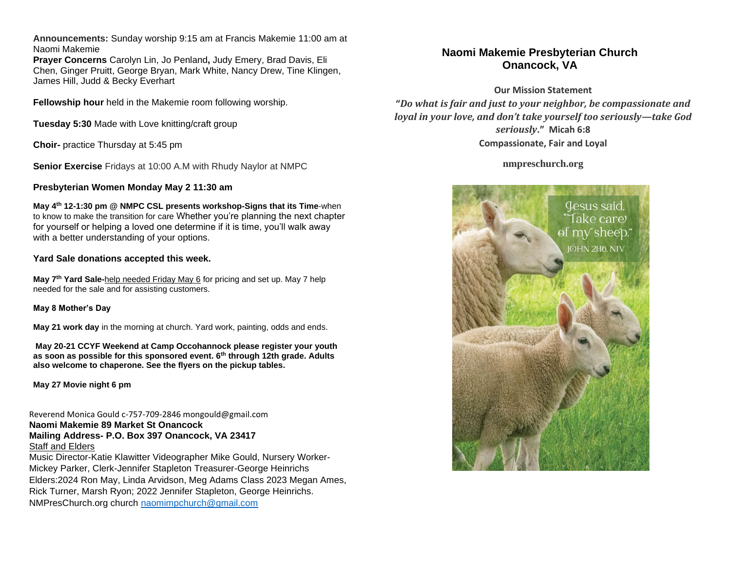**Announcements:** Sunday worship 9:15 am at Francis Makemie 11:00 am at Naomi Makemie

**Prayer Concerns** Carolyn Lin, Jo Penland**,** Judy Emery, Brad Davis, Eli Chen, Ginger Pruitt, George Bryan, Mark White, Nancy Drew, Tine Klingen, James Hill, Judd & Becky Everhart

**Fellowship hour** held in the Makemie room following worship.

**Tuesday 5:30** Made with Love knitting/craft group

**Choir-** practice Thursday at 5:45 pm

**Senior Exercise** Fridays at 10:00 A.M with Rhudy Naylor at NMPC

**Presbyterian Women Monday May 2 11:30 am**

**May 4th 12-1:30 pm @ NMPC CSL presents workshop-Signs that its Time**-when to know to make the transition for care Whether you're planning the next chapter for yourself or helping a loved one determine if it is time, you'll walk away with a better understanding of your options.

**Yard Sale donations accepted this week.**

**May 7th Yard Sale-**help needed Friday May 6 for pricing and set up. May 7 help needed for the sale and for assisting customers.

**May 8 Mother's Day**

**May 21 work day** in the morning at church. Yard work, painting, odds and ends.

**May 20-21 CCYF Weekend at Camp Occohannock please register your youth as soon as possible for this sponsored event. 6th through 12th grade. Adults also welcome to chaperone. See the flyers on the pickup tables.**

**May 27 Movie night 6 pm**

Reverend Monica Gould c-757-709-2846 mongould@gmail.com

**Naomi Makemie 89 Market St Onancock**

**Mailing Address- P.O. Box 397 Onancock, VA 23417**

Staff and Elders

Music Director-Katie Klawitter Videographer Mike Gould, Nursery Worker-Mickey Parker, Clerk-Jennifer Stapleton Treasurer-George Heinrichs Elders:2024 Ron May, Linda Arvidson, Meg Adams Class 2023 Megan Ames, Rick Turner, Marsh Ryon; 2022 Jennifer Stapleton, George Heinrichs. NMPresChurch.org church naomimpchurch@gmail.com

## Naomi Makemie Presbyterian Church
## Onancock, VA

**Our Mission Statement**

***"Do what is fair and just to your neighbor, be compassionate and loyal in your love, and don't take yourself too seriously—take God seriously."*** **Micah 6:8**

**Compassionate, Fair and Loyal**

**nmpreschurch.org**

Jesus said, "Take care of my sheep." JOHN 21:16, NIV